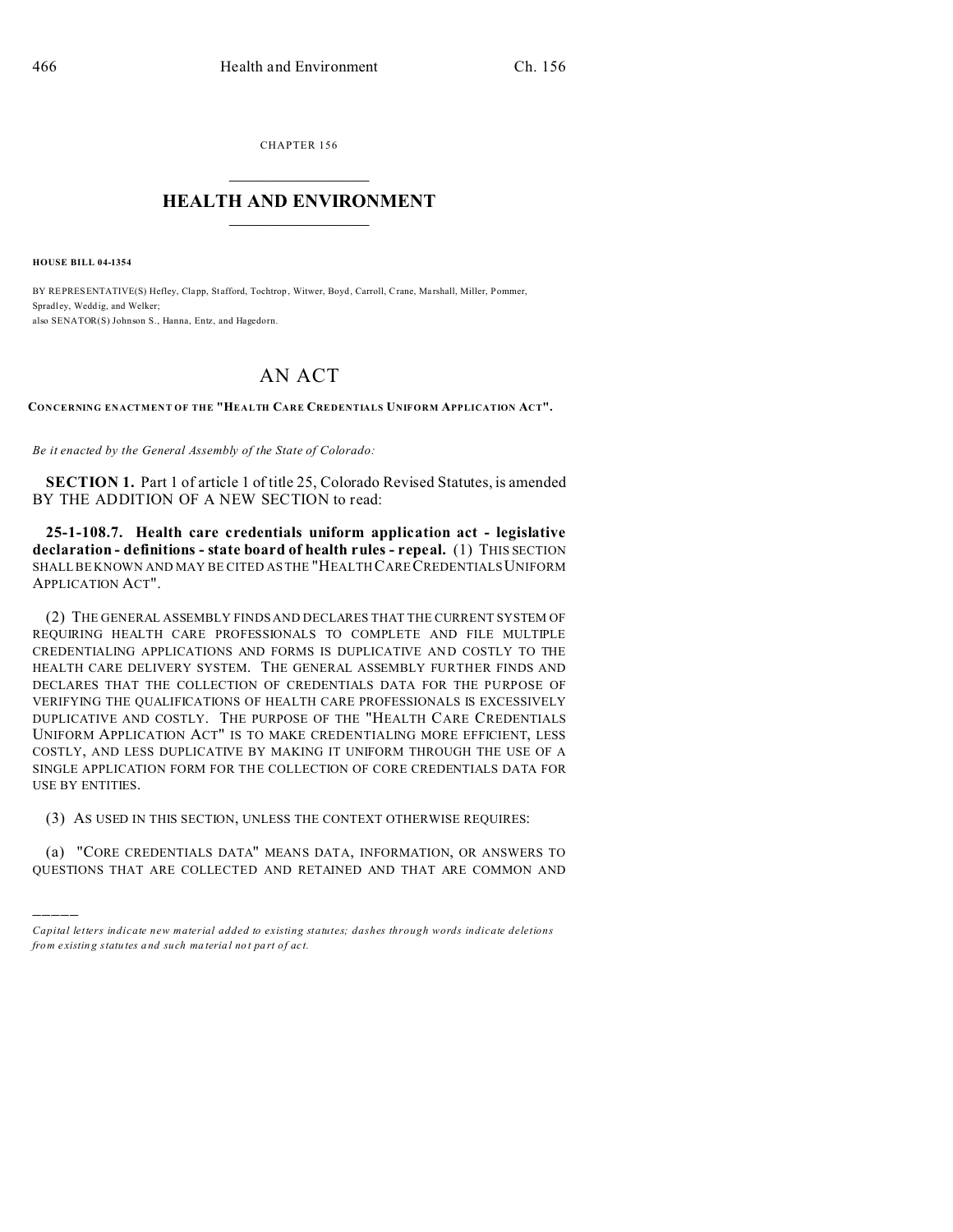CHAPTER 156

# HEALTH AND ENVIRONMENT

**HOUSE BILL 04-1354**

BY REPRESENTATIVE(S) Hefley, Clapp, Stafford, Tochtrop, Witwer, Boyd, Carroll, Crane, Marshall, Miller, Pommer, Spradley, Weddig, and Welker;
also SENATOR(S) Johnson S., Hanna, Entz, and Hagedorn.

# AN ACT

**CONCERNING ENACTMENT OF THE "HEALTH CARE CREDENTIALS UNIFORM APPLICATION ACT".**

*Be it enacted by the General Assembly of the State of Colorado:*

**SECTION 1.** Part 1 of article 1 of title 25, Colorado Revised Statutes, is amended BY THE ADDITION OF A NEW SECTION to read:

**25-1-108.7. Health care credentials uniform application act - legislative declaration - definitions - state board of health rules - repeal.** (1) THIS SECTION SHALL BE KNOWN AND MAY BE CITED AS THE "HEALTH CARE CREDENTIALS UNIFORM APPLICATION ACT".

(2) THE GENERAL ASSEMBLY FINDS AND DECLARES THAT THE CURRENT SYSTEM OF REQUIRING HEALTH CARE PROFESSIONALS TO COMPLETE AND FILE MULTIPLE CREDENTIALING APPLICATIONS AND FORMS IS DUPLICATIVE AND COSTLY TO THE HEALTH CARE DELIVERY SYSTEM. THE GENERAL ASSEMBLY FURTHER FINDS AND DECLARES THAT THE COLLECTION OF CREDENTIALS DATA FOR THE PURPOSE OF VERIFYING THE QUALIFICATIONS OF HEALTH CARE PROFESSIONALS IS EXCESSIVELY DUPLICATIVE AND COSTLY. THE PURPOSE OF THE "HEALTH CARE CREDENTIALS UNIFORM APPLICATION ACT" IS TO MAKE CREDENTIALING MORE EFFICIENT, LESS COSTLY, AND LESS DUPLICATIVE BY MAKING IT UNIFORM THROUGH THE USE OF A SINGLE APPLICATION FORM FOR THE COLLECTION OF CORE CREDENTIALS DATA FOR USE BY ENTITIES.

(3) AS USED IN THIS SECTION, UNLESS THE CONTEXT OTHERWISE REQUIRES:

(a) "CORE CREDENTIALS DATA" MEANS DATA, INFORMATION, OR ANSWERS TO QUESTIONS THAT ARE COLLECTED AND RETAINED AND THAT ARE COMMON AND

---

*Capital letters indicate new material added to existing statutes; dashes through words indicate deletions from existing statutes and such material not part of act.*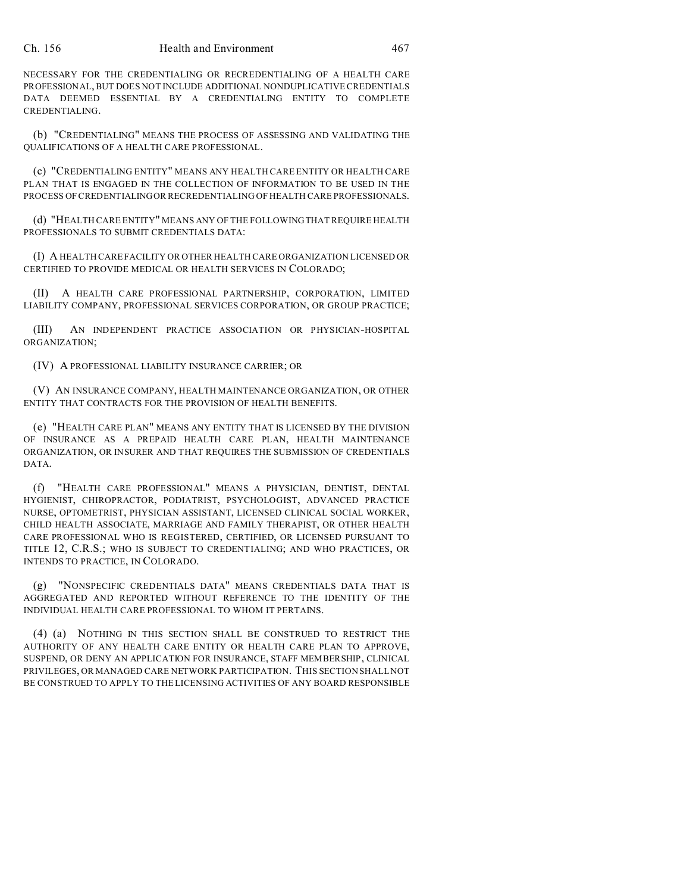NECESSARY FOR THE CREDENTIALING OR RECREDENTIALING OF A HEALTH CARE PROFESSIONAL, BUT DOES NOT INCLUDE ADDITIONAL NONDUPLICATIVE CREDENTIALS DATA DEEMED ESSENTIAL BY A CREDENTIALING ENTITY TO COMPLETE CREDENTIALING.

(b) "CREDENTIALING" MEANS THE PROCESS OF ASSESSING AND VALIDATING THE QUALIFICATIONS OF A HEALTH CARE PROFESSIONAL.

(c) "CREDENTIALING ENTITY" MEANS ANY HEALTH CARE ENTITY OR HEALTH CARE PLAN THAT IS ENGAGED IN THE COLLECTION OF INFORMATION TO BE USED IN THE PROCESS OF CREDENTIALING OR RECREDENTIALING OF HEALTH CARE PROFESSIONALS.

(d) "HEALTH CARE ENTITY" MEANS ANY OF THE FOLLOWING THAT REQUIRE HEALTH PROFESSIONALS TO SUBMIT CREDENTIALS DATA:

(I) A HEALTH CARE FACILITY OR OTHER HEALTH CARE ORGANIZATION LICENSED OR CERTIFIED TO PROVIDE MEDICAL OR HEALTH SERVICES IN COLORADO;

(II) A HEALTH CARE PROFESSIONAL PARTNERSHIP, CORPORATION, LIMITED LIABILITY COMPANY, PROFESSIONAL SERVICES CORPORATION, OR GROUP PRACTICE;

(III) AN INDEPENDENT PRACTICE ASSOCIATION OR PHYSICIAN-HOSPITAL ORGANIZATION;

(IV) A PROFESSIONAL LIABILITY INSURANCE CARRIER; OR

(V) AN INSURANCE COMPANY, HEALTH MAINTENANCE ORGANIZATION, OR OTHER ENTITY THAT CONTRACTS FOR THE PROVISION OF HEALTH BENEFITS.

(e) "HEALTH CARE PLAN" MEANS ANY ENTITY THAT IS LICENSED BY THE DIVISION OF INSURANCE AS A PREPAID HEALTH CARE PLAN, HEALTH MAINTENANCE ORGANIZATION, OR INSURER AND THAT REQUIRES THE SUBMISSION OF CREDENTIALS DATA.

(f) "HEALTH CARE PROFESSIONAL" MEANS A PHYSICIAN, DENTIST, DENTAL HYGIENIST, CHIROPRACTOR, PODIATRIST, PSYCHOLOGIST, ADVANCED PRACTICE NURSE, OPTOMETRIST, PHYSICIAN ASSISTANT, LICENSED CLINICAL SOCIAL WORKER, CHILD HEALTH ASSOCIATE, MARRIAGE AND FAMILY THERAPIST, OR OTHER HEALTH CARE PROFESSIONAL WHO IS REGISTERED, CERTIFIED, OR LICENSED PURSUANT TO TITLE 12, C.R.S.; WHO IS SUBJECT TO CREDENTIALING; AND WHO PRACTICES, OR INTENDS TO PRACTICE, IN COLORADO.

(g) "NONSPECIFIC CREDENTIALS DATA" MEANS CREDENTIALS DATA THAT IS AGGREGATED AND REPORTED WITHOUT REFERENCE TO THE IDENTITY OF THE INDIVIDUAL HEALTH CARE PROFESSIONAL TO WHOM IT PERTAINS.

(4) (a) NOTHING IN THIS SECTION SHALL BE CONSTRUED TO RESTRICT THE AUTHORITY OF ANY HEALTH CARE ENTITY OR HEALTH CARE PLAN TO APPROVE, SUSPEND, OR DENY AN APPLICATION FOR INSURANCE, STAFF MEMBERSHIP, CLINICAL PRIVILEGES, OR MANAGED CARE NETWORK PARTICIPATION. THIS SECTION SHALL NOT BE CONSTRUED TO APPLY TO THE LICENSING ACTIVITIES OF ANY BOARD RESPONSIBLE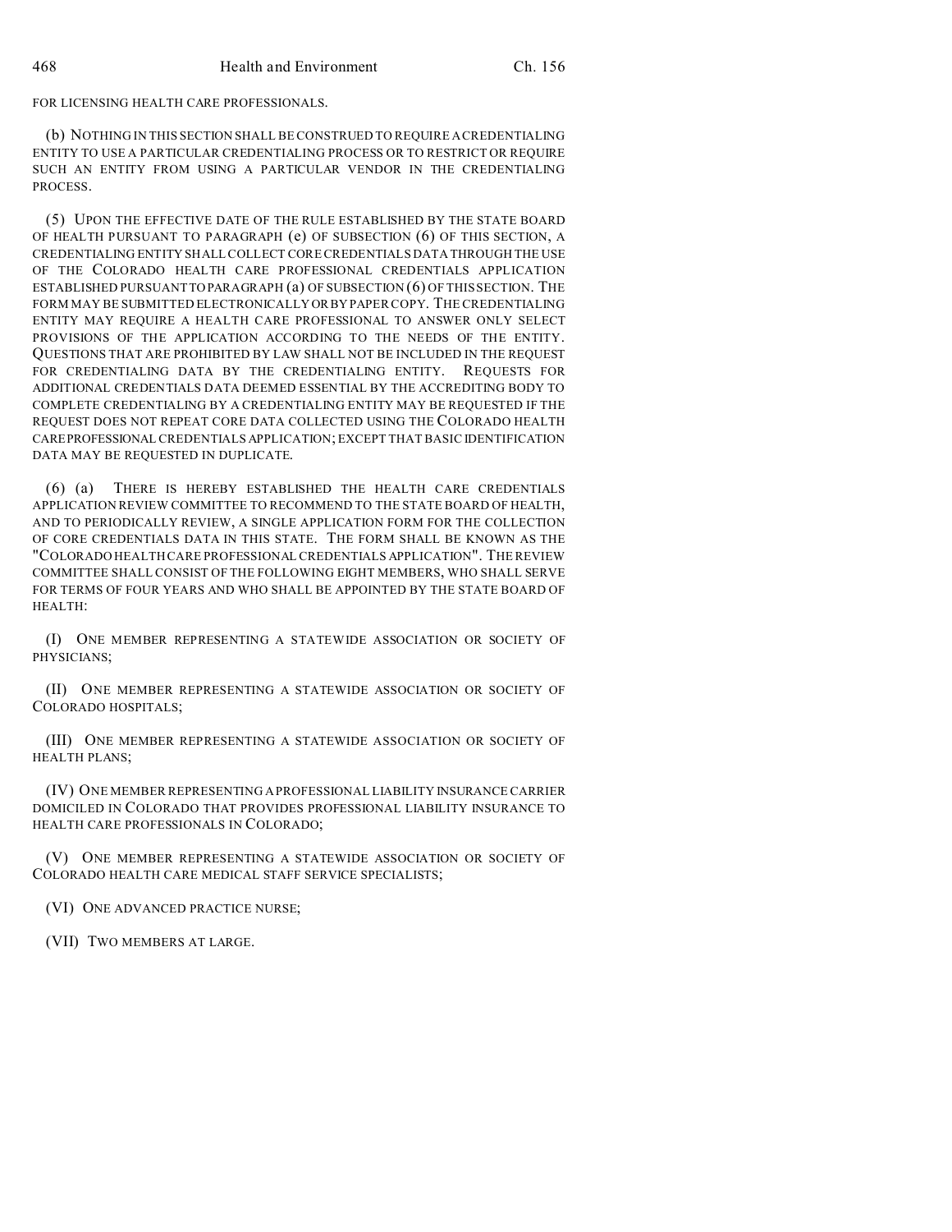FOR LICENSING HEALTH CARE PROFESSIONALS.

(b) NOTHING IN THIS SECTION SHALL BE CONSTRUED TO REQUIRE A CREDENTIALING ENTITY TO USE A PARTICULAR CREDENTIALING PROCESS OR TO RESTRICT OR REQUIRE SUCH AN ENTITY FROM USING A PARTICULAR VENDOR IN THE CREDENTIALING PROCESS.

(5) UPON THE EFFECTIVE DATE OF THE RULE ESTABLISHED BY THE STATE BOARD OF HEALTH PURSUANT TO PARAGRAPH (e) OF SUBSECTION (6) OF THIS SECTION, A CREDENTIALING ENTITY SHALL COLLECT CORE CREDENTIALS DATA THROUGH THE USE OF THE COLORADO HEALTH CARE PROFESSIONAL CREDENTIALS APPLICATION ESTABLISHED PURSUANT TO PARAGRAPH (a) OF SUBSECTION (6) OF THIS SECTION. THE FORM MAY BE SUBMITTED ELECTRONICALLY OR BY PAPER COPY. THE CREDENTIALING ENTITY MAY REQUIRE A HEALTH CARE PROFESSIONAL TO ANSWER ONLY SELECT PROVISIONS OF THE APPLICATION ACCORDING TO THE NEEDS OF THE ENTITY. QUESTIONS THAT ARE PROHIBITED BY LAW SHALL NOT BE INCLUDED IN THE REQUEST FOR CREDENTIALING DATA BY THE CREDENTIALING ENTITY. REQUESTS FOR ADDITIONAL CREDENTIALS DATA DEEMED ESSENTIAL BY THE ACCREDITING BODY TO COMPLETE CREDENTIALING BY A CREDENTIALING ENTITY MAY BE REQUESTED IF THE REQUEST DOES NOT REPEAT CORE DATA COLLECTED USING THE COLORADO HEALTH CARE PROFESSIONAL CREDENTIALS APPLICATION; EXCEPT THAT BASIC IDENTIFICATION DATA MAY BE REQUESTED IN DUPLICATE.

(6) (a) THERE IS HEREBY ESTABLISHED THE HEALTH CARE CREDENTIALS APPLICATION REVIEW COMMITTEE TO RECOMMEND TO THE STATE BOARD OF HEALTH, AND TO PERIODICALLY REVIEW, A SINGLE APPLICATION FORM FOR THE COLLECTION OF CORE CREDENTIALS DATA IN THIS STATE. THE FORM SHALL BE KNOWN AS THE "COLORADO HEALTH CARE PROFESSIONAL CREDENTIALS APPLICATION". THE REVIEW COMMITTEE SHALL CONSIST OF THE FOLLOWING EIGHT MEMBERS, WHO SHALL SERVE FOR TERMS OF FOUR YEARS AND WHO SHALL BE APPOINTED BY THE STATE BOARD OF HEALTH:

(I) ONE MEMBER REPRESENTING A STATEWIDE ASSOCIATION OR SOCIETY OF PHYSICIANS;

(II) ONE MEMBER REPRESENTING A STATEWIDE ASSOCIATION OR SOCIETY OF COLORADO HOSPITALS;

(III) ONE MEMBER REPRESENTING A STATEWIDE ASSOCIATION OR SOCIETY OF HEALTH PLANS;

(IV) ONE MEMBER REPRESENTING A PROFESSIONAL LIABILITY INSURANCE CARRIER DOMICILED IN COLORADO THAT PROVIDES PROFESSIONAL LIABILITY INSURANCE TO HEALTH CARE PROFESSIONALS IN COLORADO;

(V) ONE MEMBER REPRESENTING A STATEWIDE ASSOCIATION OR SOCIETY OF COLORADO HEALTH CARE MEDICAL STAFF SERVICE SPECIALISTS;

(VI) ONE ADVANCED PRACTICE NURSE;

(VII) TWO MEMBERS AT LARGE.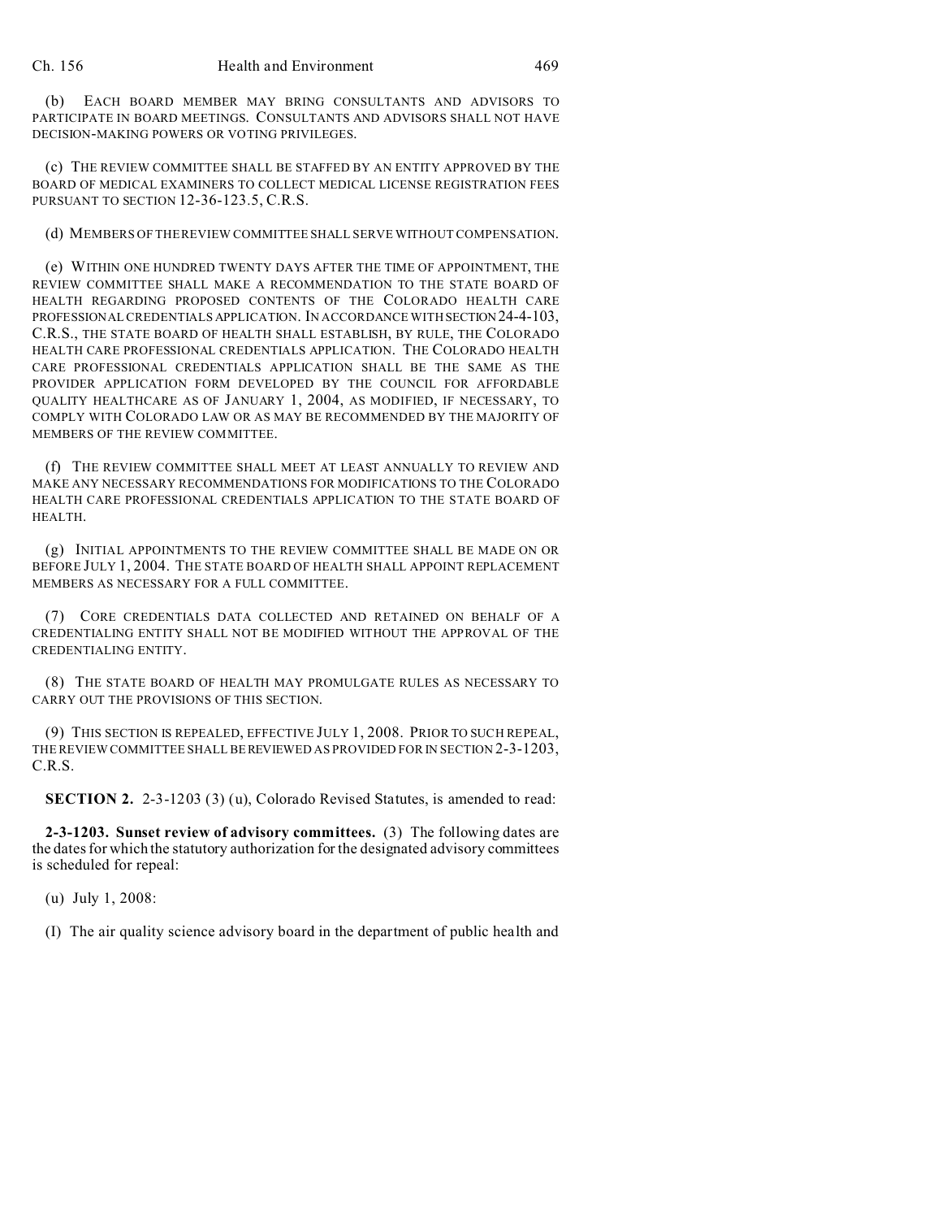(b) EACH BOARD MEMBER MAY BRING CONSULTANTS AND ADVISORS TO PARTICIPATE IN BOARD MEETINGS. CONSULTANTS AND ADVISORS SHALL NOT HAVE DECISION-MAKING POWERS OR VOTING PRIVILEGES.

(c) THE REVIEW COMMITTEE SHALL BE STAFFED BY AN ENTITY APPROVED BY THE BOARD OF MEDICAL EXAMINERS TO COLLECT MEDICAL LICENSE REGISTRATION FEES PURSUANT TO SECTION 12-36-123.5, C.R.S.

(d) MEMBERS OF THE REVIEW COMMITTEE SHALL SERVE WITHOUT COMPENSATION.

(e) WITHIN ONE HUNDRED TWENTY DAYS AFTER THE TIME OF APPOINTMENT, THE REVIEW COMMITTEE SHALL MAKE A RECOMMENDATION TO THE STATE BOARD OF HEALTH REGARDING PROPOSED CONTENTS OF THE COLORADO HEALTH CARE PROFESSIONAL CREDENTIALS APPLICATION. IN ACCORDANCE WITH SECTION 24-4-103, C.R.S., THE STATE BOARD OF HEALTH SHALL ESTABLISH, BY RULE, THE COLORADO HEALTH CARE PROFESSIONAL CREDENTIALS APPLICATION. THE COLORADO HEALTH CARE PROFESSIONAL CREDENTIALS APPLICATION SHALL BE THE SAME AS THE PROVIDER APPLICATION FORM DEVELOPED BY THE COUNCIL FOR AFFORDABLE QUALITY HEALTHCARE AS OF JANUARY 1, 2004, AS MODIFIED, IF NECESSARY, TO COMPLY WITH COLORADO LAW OR AS MAY BE RECOMMENDED BY THE MAJORITY OF MEMBERS OF THE REVIEW COMMITTEE.

(f) THE REVIEW COMMITTEE SHALL MEET AT LEAST ANNUALLY TO REVIEW AND MAKE ANY NECESSARY RECOMMENDATIONS FOR MODIFICATIONS TO THE COLORADO HEALTH CARE PROFESSIONAL CREDENTIALS APPLICATION TO THE STATE BOARD OF HEALTH.

(g) INITIAL APPOINTMENTS TO THE REVIEW COMMITTEE SHALL BE MADE ON OR BEFORE JULY 1, 2004. THE STATE BOARD OF HEALTH SHALL APPOINT REPLACEMENT MEMBERS AS NECESSARY FOR A FULL COMMITTEE.

(7) CORE CREDENTIALS DATA COLLECTED AND RETAINED ON BEHALF OF A CREDENTIALING ENTITY SHALL NOT BE MODIFIED WITHOUT THE APPROVAL OF THE CREDENTIALING ENTITY.

(8) THE STATE BOARD OF HEALTH MAY PROMULGATE RULES AS NECESSARY TO CARRY OUT THE PROVISIONS OF THIS SECTION.

(9) THIS SECTION IS REPEALED, EFFECTIVE JULY 1, 2008. PRIOR TO SUCH REPEAL, THE REVIEW COMMITTEE SHALL BE REVIEWED AS PROVIDED FOR IN SECTION 2-3-1203, C.R.S.

**SECTION 2.** 2-3-1203 (3) (u), Colorado Revised Statutes, is amended to read:

**2-3-1203. Sunset review of advisory committees.** (3) The following dates are the dates for which the statutory authorization for the designated advisory committees is scheduled for repeal:

(u) July 1, 2008:

(I) The air quality science advisory board in the department of public health and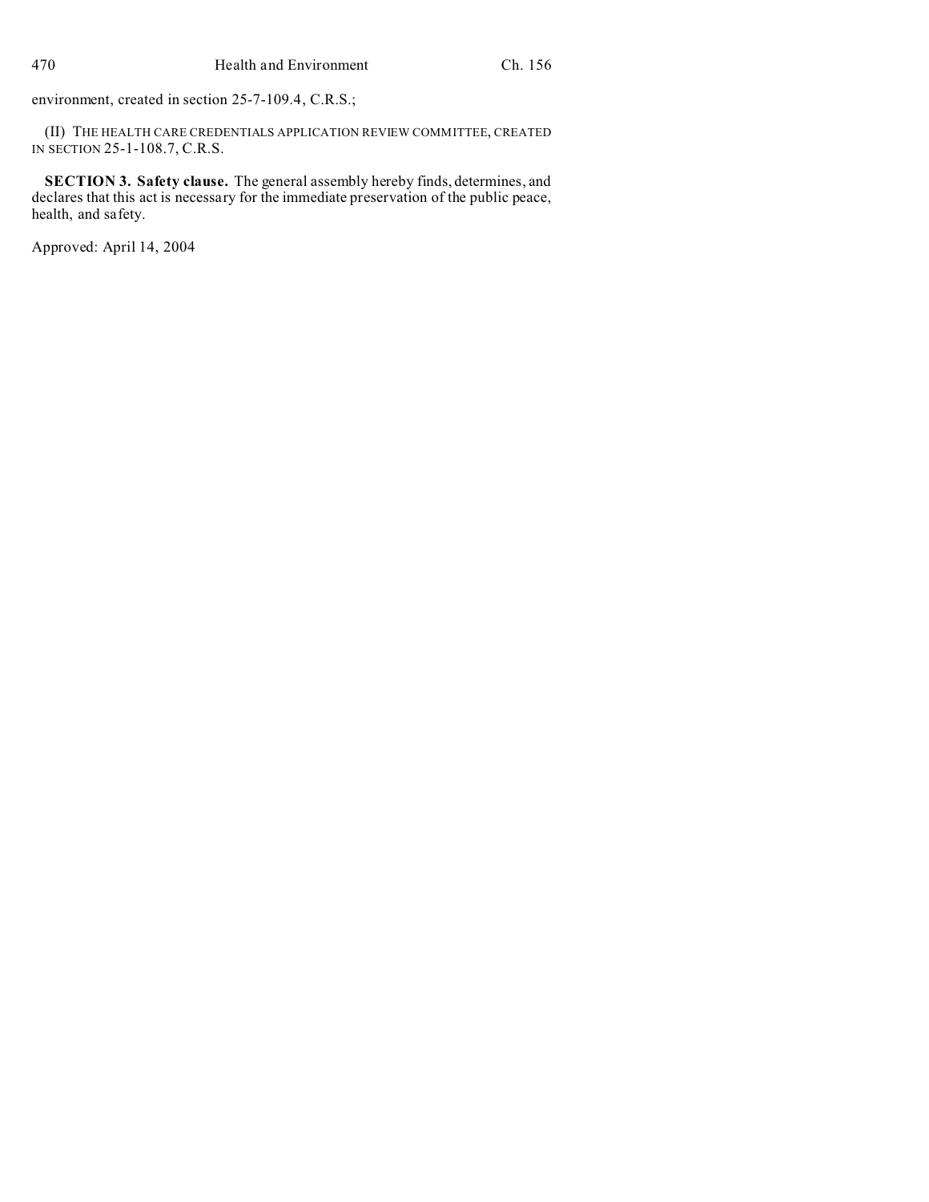environment, created in section 25-7-109.4, C.R.S.;

(II) THE HEALTH CARE CREDENTIALS APPLICATION REVIEW COMMITTEE, CREATED IN SECTION 25-1-108.7, C.R.S.

**SECTION 3. Safety clause.** The general assembly hereby finds, determines, and declares that this act is necessary for the immediate preservation of the public peace, health, and safety.

Approved: April 14, 2004